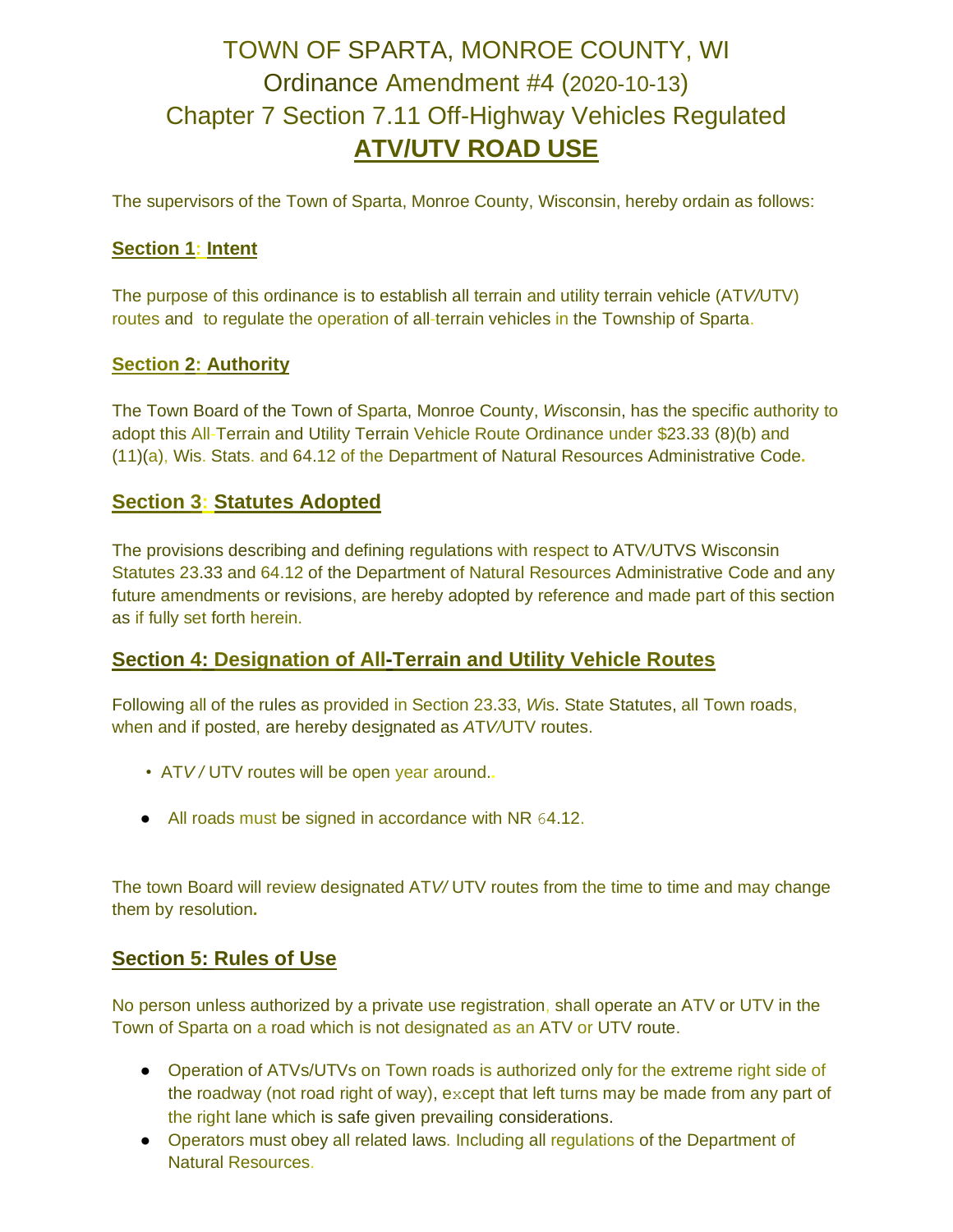# TOWN OF SPARTA, MONROE COUNTY, WI
## Ordinance Amendment #4 (2020-10-13)
## Chapter 7 Section 7.11 Off-Highway Vehicles Regulated
## **ATV/UTV ROAD USE**

The supervisors of the Town of Sparta, Monroe County, Wisconsin, hereby ordain as follows:

### **Section 1: Intent**

The purpose of this ordinance is to establish all terrain and utility terrain vehicle (ATV/UTV) routes and to regulate the operation of all-terrain vehicles in the Township of Sparta.

### **Section 2: Authority**

The Town Board of the Town of Sparta, Monroe County, Wisconsin, has the specific authority to adopt this All-Terrain and Utility Terrain Vehicle Route Ordinance under $23.33 (8)(b) and (11)(a), Wis. Stats. and 64.12 of the Department of Natural Resources Administrative Code.

### **Section 3: Statutes Adopted**

The provisions describing and defining regulations with respect to ATV/UTVS Wisconsin Statutes 23.33 and 64.12 of the Department of Natural Resources Administrative Code and any future amendments or revisions, are hereby adopted by reference and made part of this section as if fully set forth herein.

### **Section 4: Designation of All-Terrain and Utility Vehicle Routes**

Following all of the rules as provided in Section 23.33, Wis. State Statutes, all Town roads, when and if posted, are hereby designated as ATV/UTV routes.

- ATV / UTV routes will be open year around.
- All roads must be signed in accordance with NR 64.12.

The town Board will review designated ATV/ UTV routes from the time to time and may change them by resolution.

### **Section 5: Rules of Use**

No person unless authorized by a private use registration, shall operate an ATV or UTV in the Town of Sparta on a road which is not designated as an ATV or UTV route.

- Operation of ATVs/UTVs on Town roads is authorized only for the extreme right side of the roadway (not road right of way), except that left turns may be made from any part of the right lane which is safe given prevailing considerations.
- Operators must obey all related laws. Including all regulations of the Department of Natural Resources.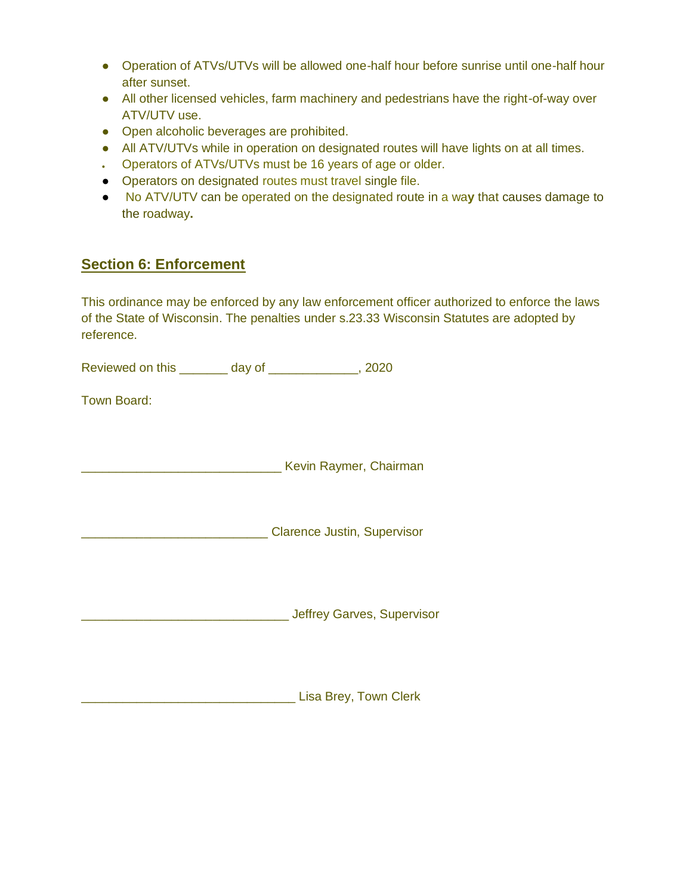- Operation of ATVs/UTVs will be allowed one-half hour before sunrise until one-half hour after sunset.
- All other licensed vehicles, farm machinery and pedestrians have the right-of-way over ATV/UTV use.
- Open alcoholic beverages are prohibited.
- All ATV/UTVs while in operation on designated routes will have lights on at all times.
- Operators of ATVs/UTVs must be 16 years of age or older.
- Operators on designated routes must travel single file.
- No ATV/UTV can be operated on the designated route in a way that causes damage to the roadway.

## Section 6: Enforcement

This ordinance may be enforced by any law enforcement officer authorized to enforce the laws of the State of Wisconsin. The penalties under s.23.33 Wisconsin Statutes are adopted by reference.

Reviewed on this _______ day of _____________, 2020

Town Board:

____________________________ Kevin Raymer, Chairman

__________________________ Clarence Justin, Supervisor

_____________________________ Jeffrey Garves, Supervisor

______________________________ Lisa Brey, Town Clerk